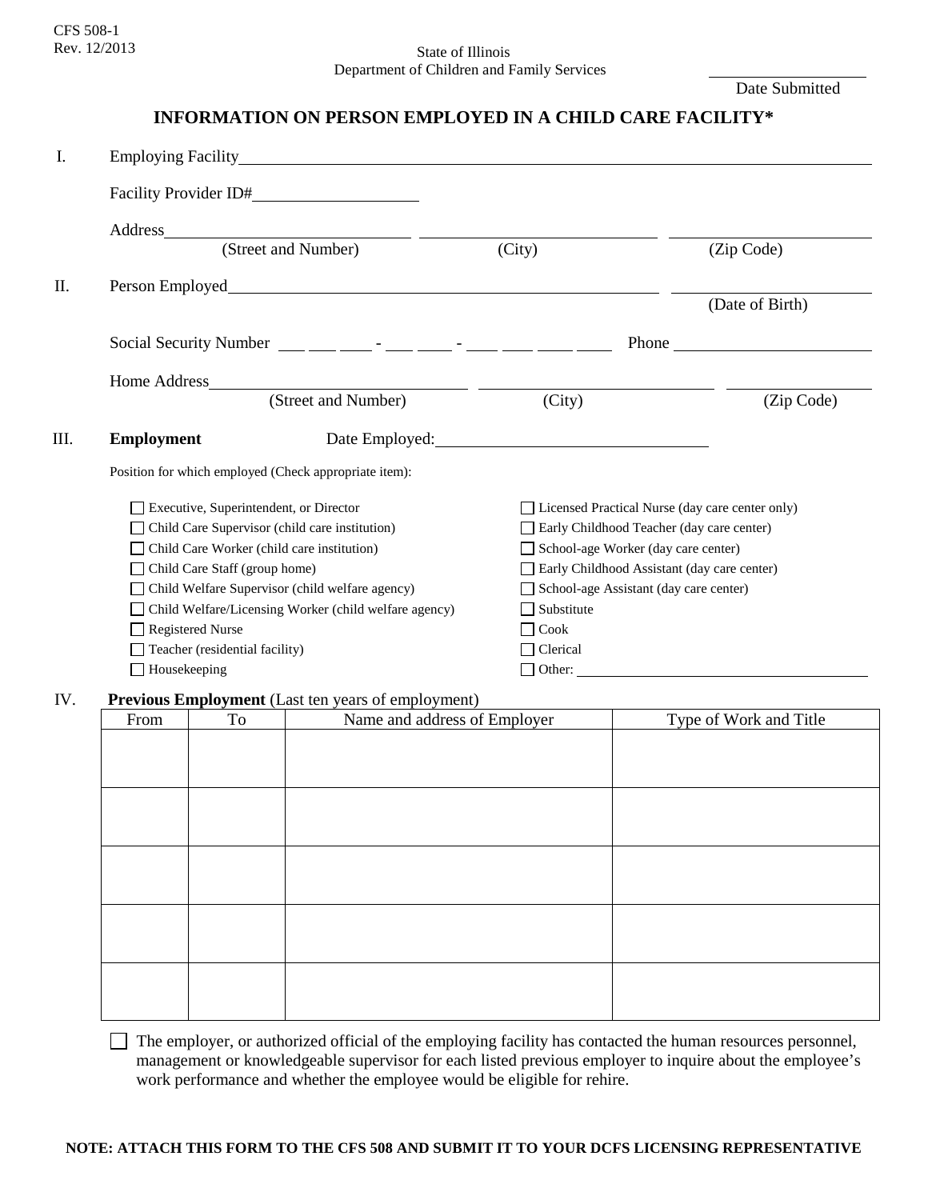CFS 508-1
Rev. 12/2013

State of Illinois
Department of Children and Family Services

\_\_\_\_\_\_\_\_\_\_\_\_\_\_\_\_\_\_\_\_
Date Submitted

# INFORMATION ON PERSON EMPLOYED IN A CHILD CARE FACILITY*

I. Employing Facility \_\_\_\_\_\_\_\_\_\_\_\_\_\_\_\_\_\_\_\_\_\_\_\_\_\_\_\_\_\_\_\_\_\_\_\_\_\_\_\_

Facility Provider ID# \_\_\_\_\_\_\_\_\_\_\_\_\_\_\_\_\_\_\_\_

Address \_\_\_\_\_\_\_\_\_\_\_\_\_\_\_\_\_\_\_\_ \_\_\_\_\_\_\_\_\_\_\_\_\_\_\_\_\_\_\_\_ \_\_\_\_\_\_\_\_\_\_\_\_\_\_\_\_\_\_\_\_
(Street and Number) (City) (Zip Code)

II. Person Employed \_\_\_\_\_\_\_\_\_\_\_\_\_\_\_\_\_\_\_\_\_\_\_\_\_\_\_\_\_\_\_\_\_\_\_\_\_\_\_\_ \_\_\_\_\_\_\_\_\_\_\_\_\_\_\_\_\_\_\_\_
(Date of Birth)

Social Security Number \_\_\_ \_\_\_ \_\_\_ - \_\_\_ \_\_\_ - \_\_\_ \_\_\_ \_\_\_ \_\_\_ Phone \_\_\_\_\_\_\_\_\_\_\_\_\_\_\_\_\_\_\_\_

Home Address \_\_\_\_\_\_\_\_\_\_\_\_\_\_\_\_\_\_\_\_ \_\_\_\_\_\_\_\_\_\_\_\_\_\_\_\_\_\_\_\_ \_\_\_\_\_\_\_\_\_\_\_\_\_\_\_\_\_\_\_\_
(Street and Number) (City) (Zip Code)

III. **Employment** Date Employed: \_\_\_\_\_\_\_\_\_\_\_\_\_\_\_\_\_\_\_\_\_\_\_\_\_\_\_\_\_\_

Position for which employed (Check appropriate item):

- ☐ Executive, Superintendent, or Director
- ☐ Child Care Supervisor (child care institution)
- ☐ Child Care Worker (child care institution)
- ☐ Child Care Staff (group home)
- ☐ Child Welfare Supervisor (child welfare agency)
- ☐ Child Welfare/Licensing Worker (child welfare agency)
- ☐ Registered Nurse
- ☐ Teacher (residential facility)
- ☐ Housekeeping
- ☐ Licensed Practical Nurse (day care center only)
- ☐ Early Childhood Teacher (day care center)
- ☐ School-age Worker (day care center)
- ☐ Early Childhood Assistant (day care center)
- ☐ School-age Assistant (day care center)
- ☐ Substitute
- ☐ Cook
- ☐ Clerical
- ☐ Other: \_\_\_\_\_\_\_\_\_\_\_\_\_\_\_\_\_\_\_\_\_\_\_\_\_\_\_\_

IV. **Previous Employment** (Last ten years of employment)

| From | To | Name and address of Employer | Type of Work and Title |
|---|---|---|---|
| | | | |
| | | | |
| | | | |
| | | | |
| | | | |

☐ The employer, or authorized official of the employing facility has contacted the human resources personnel, management or knowledgeable supervisor for each listed previous employer to inquire about the employee's work performance and whether the employee would be eligible for rehire.

**NOTE: ATTACH THIS FORM TO THE CFS 508 AND SUBMIT IT TO YOUR DCFS LICENSING REPRESENTATIVE**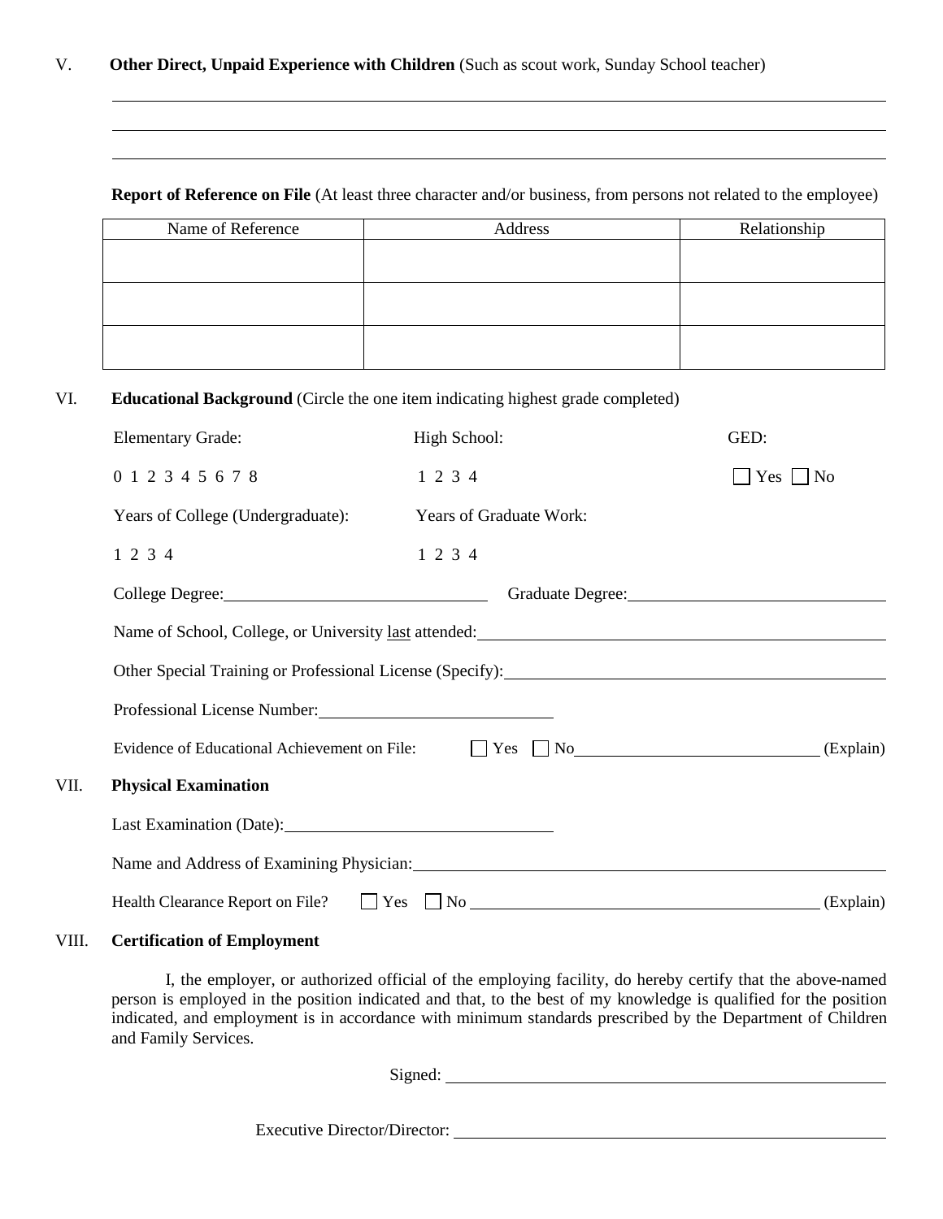V. **Other Direct, Unpaid Experience with Children** (Such as scout work, Sunday School teacher)

\_\_\_\_\_\_\_\_\_\_\_\_\_\_\_\_\_\_\_\_\_\_\_\_\_\_\_\_\_\_\_\_\_\_\_\_\_\_\_\_

\_\_\_\_\_\_\_\_\_\_\_\_\_\_\_\_\_\_\_\_\_\_\_\_\_\_\_\_\_\_\_\_\_\_\_\_\_\_\_\_

\_\_\_\_\_\_\_\_\_\_\_\_\_\_\_\_\_\_\_\_\_\_\_\_\_\_\_\_\_\_\_\_\_\_\_\_\_\_\_\_

**Report of Reference on File** (At least three character and/or business, from persons not related to the employee)

| Name of Reference | Address | Relationship |
|---|---|---|
| | | |
| | | |
| | | |

VI. **Educational Background** (Circle the one item indicating highest grade completed)

Elementary Grade: 0 1 2 3 4 5 6 7 8

High School: 1 2 3 4

GED: ☐ Yes ☐ No

Years of College (Undergraduate): 1 2 3 4

Years of Graduate Work: 1 2 3 4

College Degree: \_\_\_\_\_\_\_\_\_\_\_\_\_\_\_\_ Graduate Degree: \_\_\_\_\_\_\_\_\_\_\_\_\_\_\_\_

Name of School, College, or University last attended: \_\_\_\_\_\_\_\_\_\_\_\_\_\_\_\_

Other Special Training or Professional License (Specify): \_\_\_\_\_\_\_\_\_\_\_\_\_\_\_\_

Professional License Number: \_\_\_\_\_\_\_\_\_\_\_\_\_\_\_\_

Evidence of Educational Achievement on File: ☐ Yes ☐ No \_\_\_\_\_\_\_\_\_\_\_\_\_\_\_\_ (Explain)

VII. **Physical Examination**

Last Examination (Date): \_\_\_\_\_\_\_\_\_\_\_\_\_\_\_\_

Name and Address of Examining Physician: \_\_\_\_\_\_\_\_\_\_\_\_\_\_\_\_

Health Clearance Report on File? ☐ Yes ☐ No \_\_\_\_\_\_\_\_\_\_\_\_\_\_\_\_ (Explain)

VIII. **Certification of Employment**

I, the employer, or authorized official of the employing facility, do hereby certify that the above-named person is employed in the position indicated and that, to the best of my knowledge is qualified for the position indicated, and employment is in accordance with minimum standards prescribed by the Department of Children and Family Services.

Signed: \_\_\_\_\_\_\_\_\_\_\_\_\_\_\_\_

Executive Director/Director: \_\_\_\_\_\_\_\_\_\_\_\_\_\_\_\_